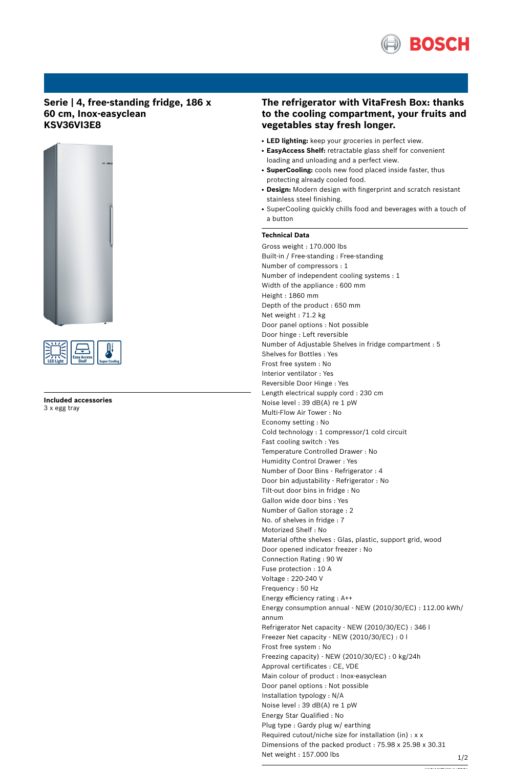## Serie | 4, free-standing fridge, 186 x 60 cm, Inox-easyclean KSV36VI3E8

LED Light | Easy Access Shelf | Super Cooling

**Included accessories**
3 x egg tray

## The refrigerator with VitaFresh Box: thanks to the cooling compartment, your fruits and vegetables stay fresh longer.

- **LED lighting:** keep your groceries in perfect view.
- **EasyAccess Shelf:** retractable glass shelf for convenient loading and unloading and a perfect view.
- **SuperCooling:** cools new food placed inside faster, thus protecting already cooled food.
- **Design:** Modern design with fingerprint and scratch resistant stainless steel finishing.
- SuperCooling quickly chills food and beverages with a touch of a button

**Technical Data**

Gross weight : 170.000 lbs
Built-in / Free-standing : Free-standing
Number of compressors : 1
Number of independent cooling systems : 1
Width of the appliance : 600 mm
Height : 1860 mm
Depth of the product : 650 mm
Net weight : 71.2 kg
Door panel options : Not possible
Door hinge : Left reversible
Number of Adjustable Shelves in fridge compartment : 5
Shelves for Bottles : Yes
Frost free system : No
Interior ventilator : Yes
Reversible Door Hinge : Yes
Length electrical supply cord : 230 cm
Noise level : 39 dB(A) re 1 pW
Multi-Flow Air Tower : No
Economy setting : No
Cold technology : 1 compressor/1 cold circuit
Fast cooling switch : Yes
Temperature Controlled Drawer : No
Humidity Control Drawer : Yes
Number of Door Bins - Refrigerator : 4
Door bin adjustability - Refrigerator : No
Tilt-out door bins in fridge : No
Gallon wide door bins : Yes
Number of Gallon storage : 2
No. of shelves in fridge : 7
Motorized Shelf : No
Material ofthe shelves : Glas, plastic, support grid, wood
Door opened indicator freezer : No
Connection Rating : 90 W
Fuse protection : 10 A
Voltage : 220-240 V
Frequency : 50 Hz
Energy efficiency rating : A++
Energy consumption annual - NEW (2010/30/EC) : 112.00 kWh/annum
Refrigerator Net capacity - NEW (2010/30/EC) : 346 l
Freezer Net capacity - NEW (2010/30/EC) : 0 l
Frost free system : No
Freezing capacity) - NEW (2010/30/EC) : 0 kg/24h
Approval certificates : CE, VDE
Main colour of product : Inox-easyclean
Door panel options : Not possible
Installation typology : N/A
Noise level : 39 dB(A) re 1 pW
Energy Star Qualified : No
Plug type : Gardy plug w/ earthing
Required cutout/niche size for installation (in) : x x
Dimensions of the packed product : 75.98 x 25.98 x 30.31
Net weight : 157.000 lbs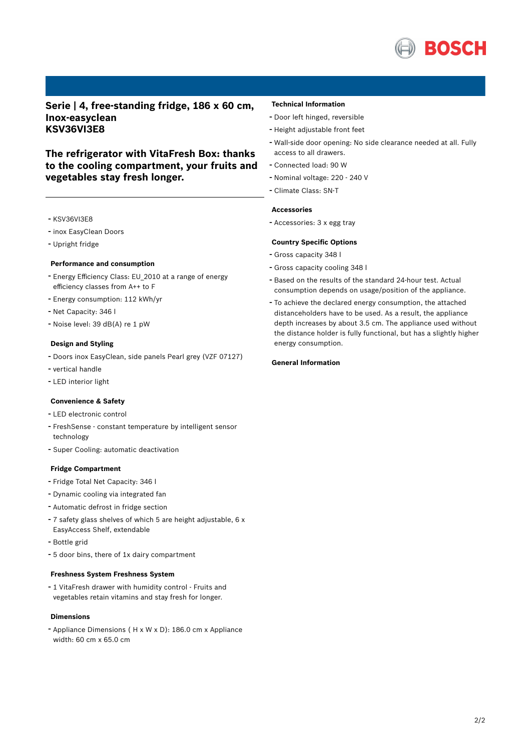## Serie | 4, free-standing fridge, 186 x 60 cm, Inox-easyclean
## KSV36VI3E8

## The refrigerator with VitaFresh Box: thanks to the cooling compartment, your fruits and vegetables stay fresh longer.

- KSV36VI3E8
- inox EasyClean Doors
- Upright fridge

### Performance and consumption

- Energy Efficiency Class: EU_2010 at a range of energy efficiency classes from A++ to F
- Energy consumption: 112 kWh/yr
- Net Capacity: 346 l
- Noise level: 39 dB(A) re 1 pW

### Design and Styling

- Doors inox EasyClean, side panels Pearl grey (VZF 07127)
- vertical handle
- LED interior light

### Convenience & Safety

- LED electronic control
- FreshSense - constant temperature by intelligent sensor technology
- Super Cooling: automatic deactivation

### Fridge Compartment

- Fridge Total Net Capacity: 346 l
- Dynamic cooling via integrated fan
- Automatic defrost in fridge section
- 7 safety glass shelves of which 5 are height adjustable, 6 x EasyAccess Shelf, extendable
- Bottle grid
- 5 door bins, there of 1x dairy compartment

### Freshness System Freshness System

- 1 VitaFresh drawer with humidity control - Fruits and vegetables retain vitamins and stay fresh for longer.

### Dimensions

- Appliance Dimensions ( H x W x D): 186.0 cm x Appliance width: 60 cm x 65.0 cm

### Technical Information

- Door left hinged, reversible
- Height adjustable front feet
- Wall-side door opening: No side clearance needed at all. Fully access to all drawers.
- Connected load: 90 W
- Nominal voltage: 220 - 240 V
- Climate Class: SN-T

### Accessories

- Accessories: 3 x egg tray

### Country Specific Options

- Gross capacity 348 l
- Gross capacity cooling 348 l
- Based on the results of the standard 24-hour test. Actual consumption depends on usage/position of the appliance.
- To achieve the declared energy consumption, the attached distanceholders have to be used. As a result, the appliance depth increases by about 3.5 cm. The appliance used without the distance holder is fully functional, but has a slightly higher energy consumption.

### General Information